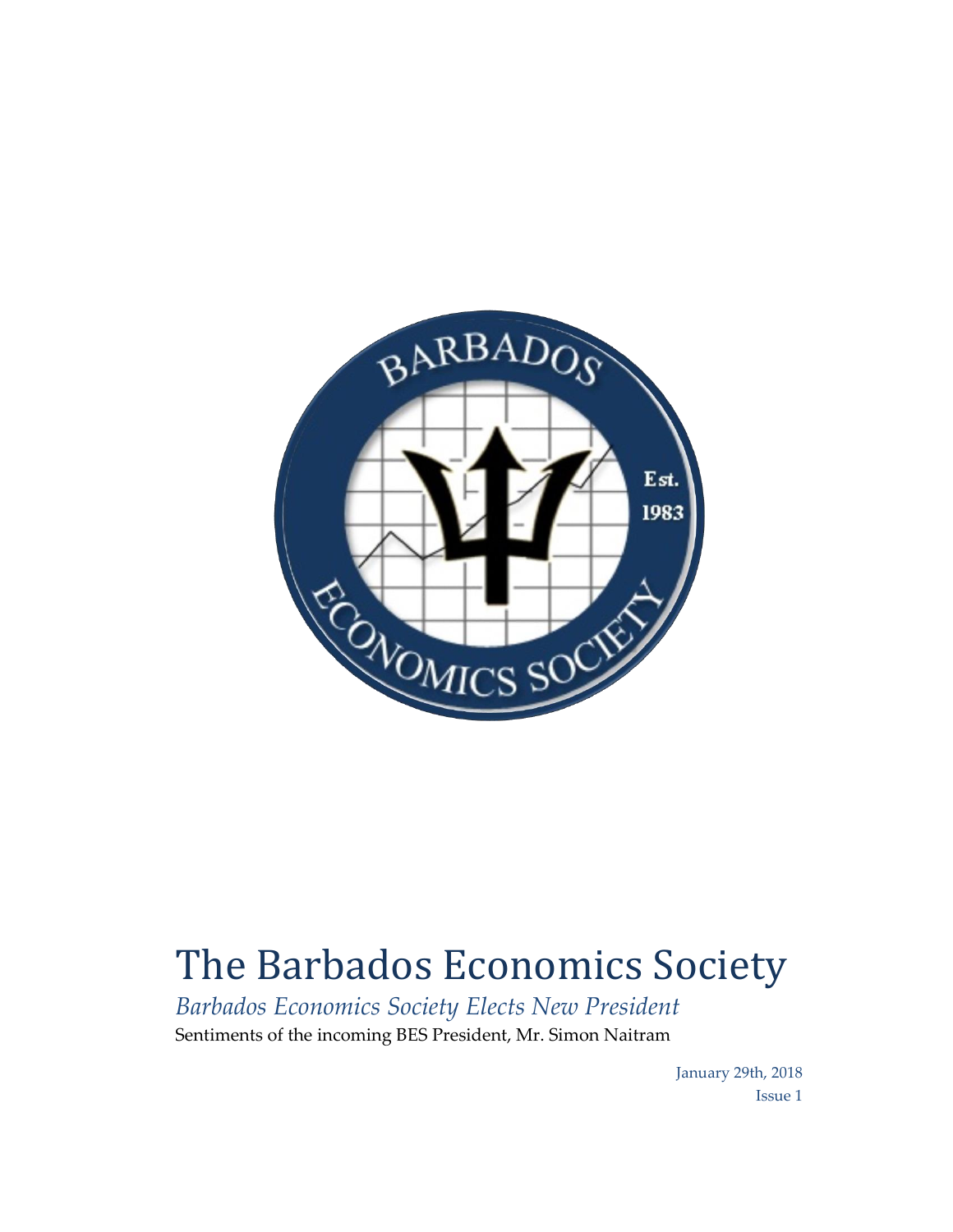# The Barbados Economics Society

*Barbados Economics Society Elects New President*

Sentiments of the incoming BES President, Mr. Simon Naitram

January 29th, 2018

Issue 1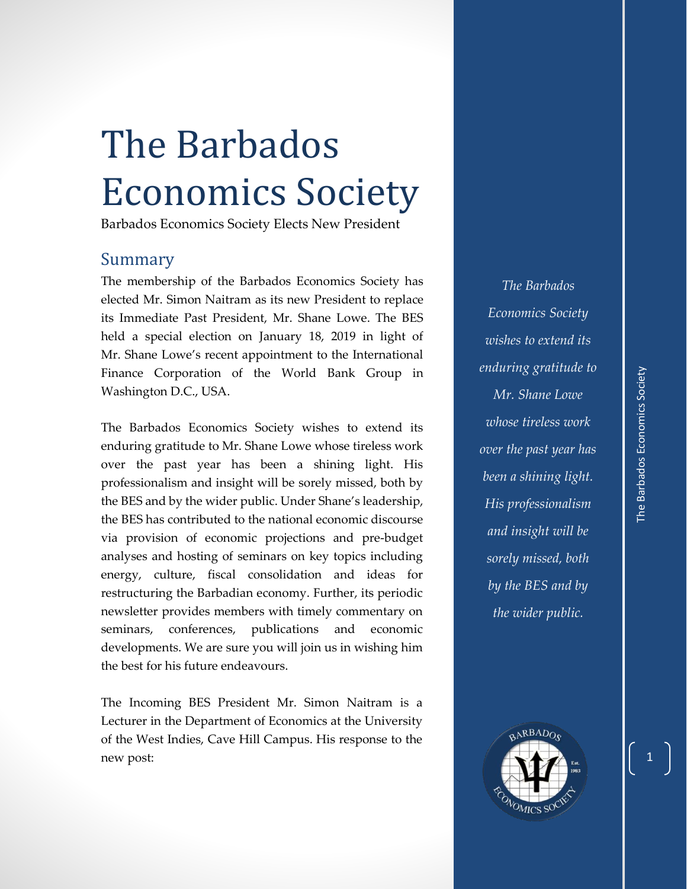# The Barbados Economics Society

Barbados Economics Society Elects New President

## Summary

The membership of the Barbados Economics Society has elected Mr. Simon Naitram as its new President to replace its Immediate Past President, Mr. Shane Lowe. The BES held a special election on January 18, 2019 in light of Mr. Shane Lowe's recent appointment to the International Finance Corporation of the World Bank Group in Washington D.C., USA.

The Barbados Economics Society wishes to extend its enduring gratitude to Mr. Shane Lowe whose tireless work over the past year has been a shining light. His professionalism and insight will be sorely missed, both by the BES and by the wider public. Under Shane's leadership, the BES has contributed to the national economic discourse via provision of economic projections and pre-budget analyses and hosting of seminars on key topics including energy, culture, fiscal consolidation and ideas for restructuring the Barbadian economy. Further, its periodic newsletter provides members with timely commentary on seminars, conferences, publications and economic developments. We are sure you will join us in wishing him the best for his future endeavours.

The Incoming BES President Mr. Simon Naitram is a Lecturer in the Department of Economics at the University of the West Indies, Cave Hill Campus. His response to the new post:

*The Barbados Economics Society wishes to extend its enduring gratitude to Mr. Shane Lowe whose tireless work over the past year has been a shining light. His professionalism and insight will be sorely missed, both by the BES and by the wider public.*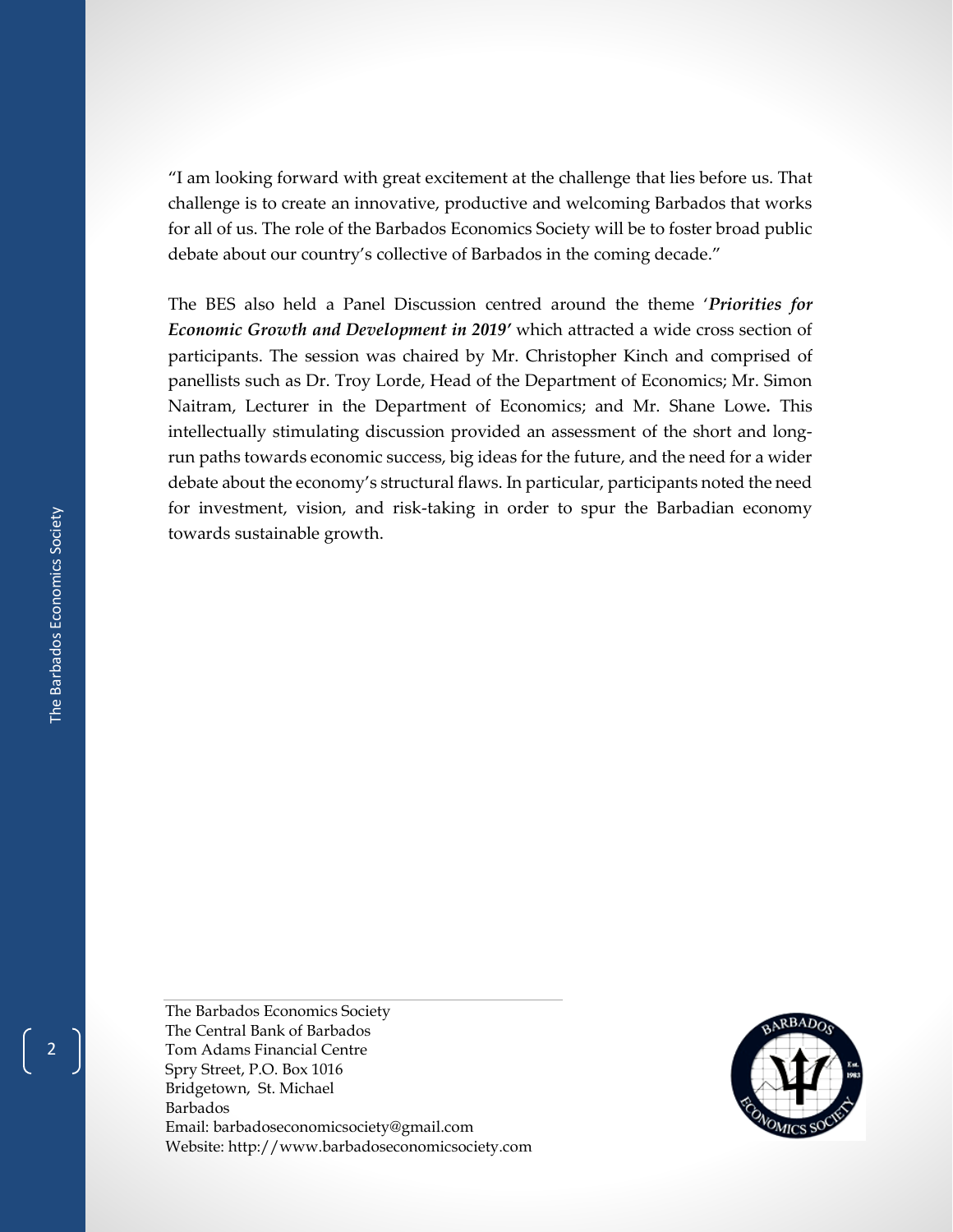"I am looking forward with great excitement at the challenge that lies before us. That challenge is to create an innovative, productive and welcoming Barbados that works for all of us. The role of the Barbados Economics Society will be to foster broad public debate about our country's collective of Barbados in the coming decade."

The BES also held a Panel Discussion centred around the theme '***Priorities for Economic Growth and Development in 2019'*** which attracted a wide cross section of participants. The session was chaired by Mr. Christopher Kinch and comprised of panellists such as Dr. Troy Lorde, Head of the Department of Economics; Mr. Simon Naitram, Lecturer in the Department of Economics; and Mr. Shane Lowe**.** This intellectually stimulating discussion provided an assessment of the short and long-run paths towards economic success, big ideas for the future, and the need for a wider debate about the economy's structural flaws. In particular, participants noted the need for investment, vision, and risk-taking in order to spur the Barbadian economy towards sustainable growth.

The Barbados Economics Society
The Central Bank of Barbados
Tom Adams Financial Centre
Spry Street, P.O. Box 1016
Bridgetown, St. Michael
Barbados
Email: barbadoseconomicsociety@gmail.com
Website: http://www.barbadoseconomicsociety.com